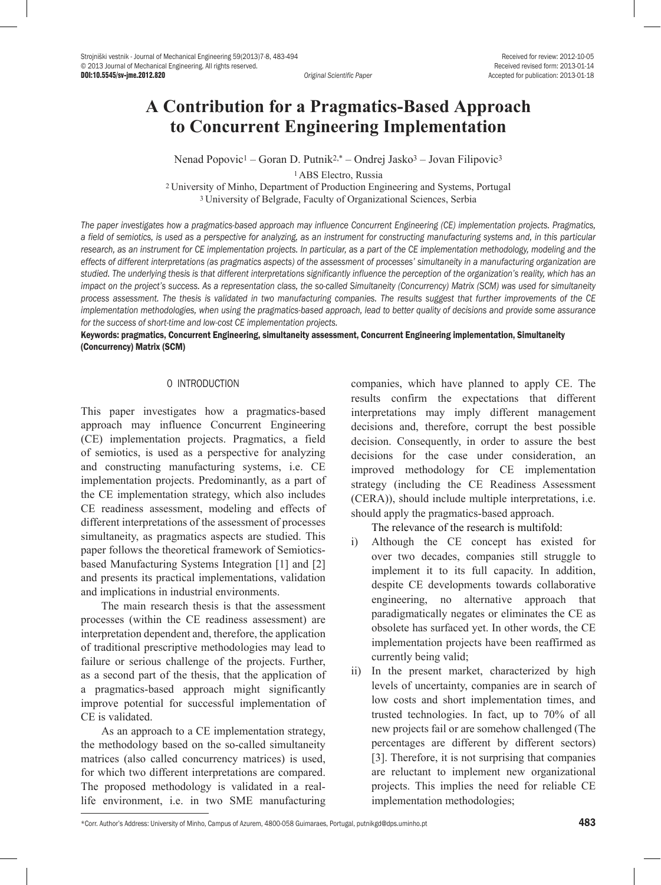# A Contribution for a Pragmatics-Based Approach to Concurrent Engineering Implementation

Nenad Popovic[1] – Goran D. Putnik[2,*] – Ondrej Jasko[3] – Jovan Filipovic[3]

[1] ABS Electro, Russia

[2] University of Minho, Department of Production Engineering and Systems, Portugal

[3] University of Belgrade, Faculty of Organizational Sciences, Serbia

*The paper investigates how a pragmatics-based approach may influence Concurrent Engineering (CE) implementation projects. Pragmatics, a field of semiotics, is used as a perspective for analyzing, as an instrument for constructing manufacturing systems and, in this particular research, as an instrument for CE implementation projects. In particular, as a part of the CE implementation methodology, modeling and the effects of different interpretations (as pragmatics aspects) of the assessment of processes' simultaneity in a manufacturing organization are studied. The underlying thesis is that different interpretations significantly influence the perception of the organization's reality, which has an impact on the project's success. As a representation class, the so-called Simultaneity (Concurrency) Matrix (SCM) was used for simultaneity process assessment. The thesis is validated in two manufacturing companies. The results suggest that further improvements of the CE implementation methodologies, when using the pragmatics-based approach, lead to better quality of decisions and provide some assurance for the success of short-time and low-cost CE implementation projects.*

**Keywords: pragmatics, Concurrent Engineering, simultaneity assessment, Concurrent Engineering implementation, Simultaneity (Concurrency) Matrix (SCM)**

## 0 INTRODUCTION

This paper investigates how a pragmatics-based approach may influence Concurrent Engineering (CE) implementation projects. Pragmatics, a field of semiotics, is used as a perspective for analyzing and constructing manufacturing systems, i.e. CE implementation projects. Predominantly, as a part of the CE implementation strategy, which also includes CE readiness assessment, modeling and effects of different interpretations of the assessment of processes simultaneity, as pragmatics aspects are studied. This paper follows the theoretical framework of Semiotics-based Manufacturing Systems Integration [1] and [2] and presents its practical implementations, validation and implications in industrial environments.

The main research thesis is that the assessment processes (within the CE readiness assessment) are interpretation dependent and, therefore, the application of traditional prescriptive methodologies may lead to failure or serious challenge of the projects. Further, as a second part of the thesis, that the application of a pragmatics-based approach might significantly improve potential for successful implementation of CE is validated.

As an approach to a CE implementation strategy, the methodology based on the so-called simultaneity matrices (also called concurrency matrices) is used, for which two different interpretations are compared. The proposed methodology is validated in a real-life environment, i.e. in two SME manufacturing companies, which have planned to apply CE. The results confirm the expectations that different interpretations may imply different management decisions and, therefore, corrupt the best possible decision. Consequently, in order to assure the best decisions for the case under consideration, an improved methodology for CE implementation strategy (including the CE Readiness Assessment (CERA)), should include multiple interpretations, i.e. should apply the pragmatics-based approach.

The relevance of the research is multifold:

i) Although the CE concept has existed for over two decades, companies still struggle to implement it to its full capacity. In addition, despite CE developments towards collaborative engineering, no alternative approach that paradigmatically negates or eliminates the CE as obsolete has surfaced yet. In other words, the CE implementation projects have been reaffirmed as currently being valid;
ii) In the present market, characterized by high levels of uncertainty, companies are in search of low costs and short implementation times, and trusted technologies. In fact, up to 70% of all new projects fail or are somehow challenged (The percentages are different by different sectors) [3]. Therefore, it is not surprising that companies are reluctant to implement new organizational projects. This implies the need for reliable CE implementation methodologies;

*Corr. Author's Address: University of Minho, Campus of Azurem, 4800-058 Guimaraes, Portugal, putnikgd@dps.uminho.pt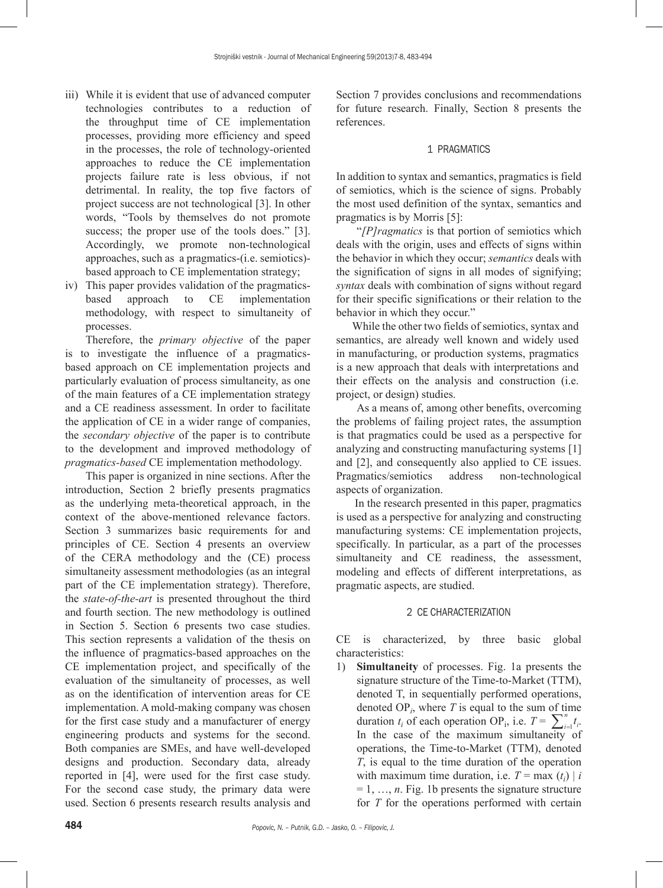iii) While it is evident that use of advanced computer technologies contributes to a reduction of the throughput time of CE implementation processes, providing more efficiency and speed in the processes, the role of technology-oriented approaches to reduce the CE implementation projects failure rate is less obvious, if not detrimental. In reality, the top five factors of project success are not technological [3]. In other words, "Tools by themselves do not promote success; the proper use of the tools does." [3]. Accordingly, we promote non-technological approaches, such as a pragmatics-(i.e. semiotics)-based approach to CE implementation strategy;

iv) This paper provides validation of the pragmatics-based approach to CE implementation methodology, with respect to simultaneity of processes.

Therefore, the *primary objective* of the paper is to investigate the influence of a pragmatics-based approach on CE implementation projects and particularly evaluation of process simultaneity, as one of the main features of a CE implementation strategy and a CE readiness assessment. In order to facilitate the application of CE in a wider range of companies, the *secondary objective* of the paper is to contribute to the development and improved methodology of *pragmatics-based* CE implementation methodology.

This paper is organized in nine sections. After the introduction, Section 2 briefly presents pragmatics as the underlying meta-theoretical approach, in the context of the above-mentioned relevance factors. Section 3 summarizes basic requirements for and principles of CE. Section 4 presents an overview of the CERA methodology and the (CE) process simultaneity assessment methodologies (as an integral part of the CE implementation strategy). Therefore, the *state-of-the-art* is presented throughout the third and fourth section. The new methodology is outlined in Section 5. Section 6 presents two case studies. This section represents a validation of the thesis on the influence of pragmatics-based approaches on the CE implementation project, and specifically of the evaluation of the simultaneity of processes, as well as on the identification of intervention areas for CE implementation. A mold-making company was chosen for the first case study and a manufacturer of energy engineering products and systems for the second. Both companies are SMEs, and have well-developed designs and production. Secondary data, already reported in [4], were used for the first case study. For the second case study, the primary data were used. Section 6 presents research results analysis and Section 7 provides conclusions and recommendations for future research. Finally, Section 8 presents the references.

## 1 PRAGMATICS

In addition to syntax and semantics, pragmatics is field of semiotics, which is the science of signs. Probably the most used definition of the syntax, semantics and pragmatics is by Morris [5]:

"*[P]ragmatics* is that portion of semiotics which deals with the origin, uses and effects of signs within the behavior in which they occur; *semantics* deals with the signification of signs in all modes of signifying; *syntax* deals with combination of signs without regard for their specific significations or their relation to the behavior in which they occur."

While the other two fields of semiotics, syntax and semantics, are already well known and widely used in manufacturing, or production systems, pragmatics is a new approach that deals with interpretations and their effects on the analysis and construction (i.e. project, or design) studies.

As a means of, among other benefits, overcoming the problems of failing project rates, the assumption is that pragmatics could be used as a perspective for analyzing and constructing manufacturing systems [1] and [2], and consequently also applied to CE issues. Pragmatics/semiotics address non-technological aspects of organization.

In the research presented in this paper, pragmatics is used as a perspective for analyzing and constructing manufacturing systems: CE implementation projects, specifically. In particular, as a part of the processes simultaneity and CE readiness, the assessment, modeling and effects of different interpretations, as pragmatic aspects, are studied.

## 2 CE CHARACTERIZATION

CE is characterized, by three basic global characteristics:

1) **Simultaneity** of processes. Fig. 1a presents the signature structure of the Time-to-Market (TTM), denoted T, in sequentially performed operations, denoted $OP_i$, where $T$ is equal to the sum of time duration $t_i$ of each operation $OP_i$, i.e. $T = \sum_{i=1}^{n} t_i$. In the case of the maximum simultaneity of operations, the Time-to-Market (TTM), denoted $T$, is equal to the time duration of the operation with maximum time duration, i.e. $T = \max (t_i) \mid i = 1, \ldots, n$. Fig. 1b presents the signature structure for $T$ for the operations performed with certain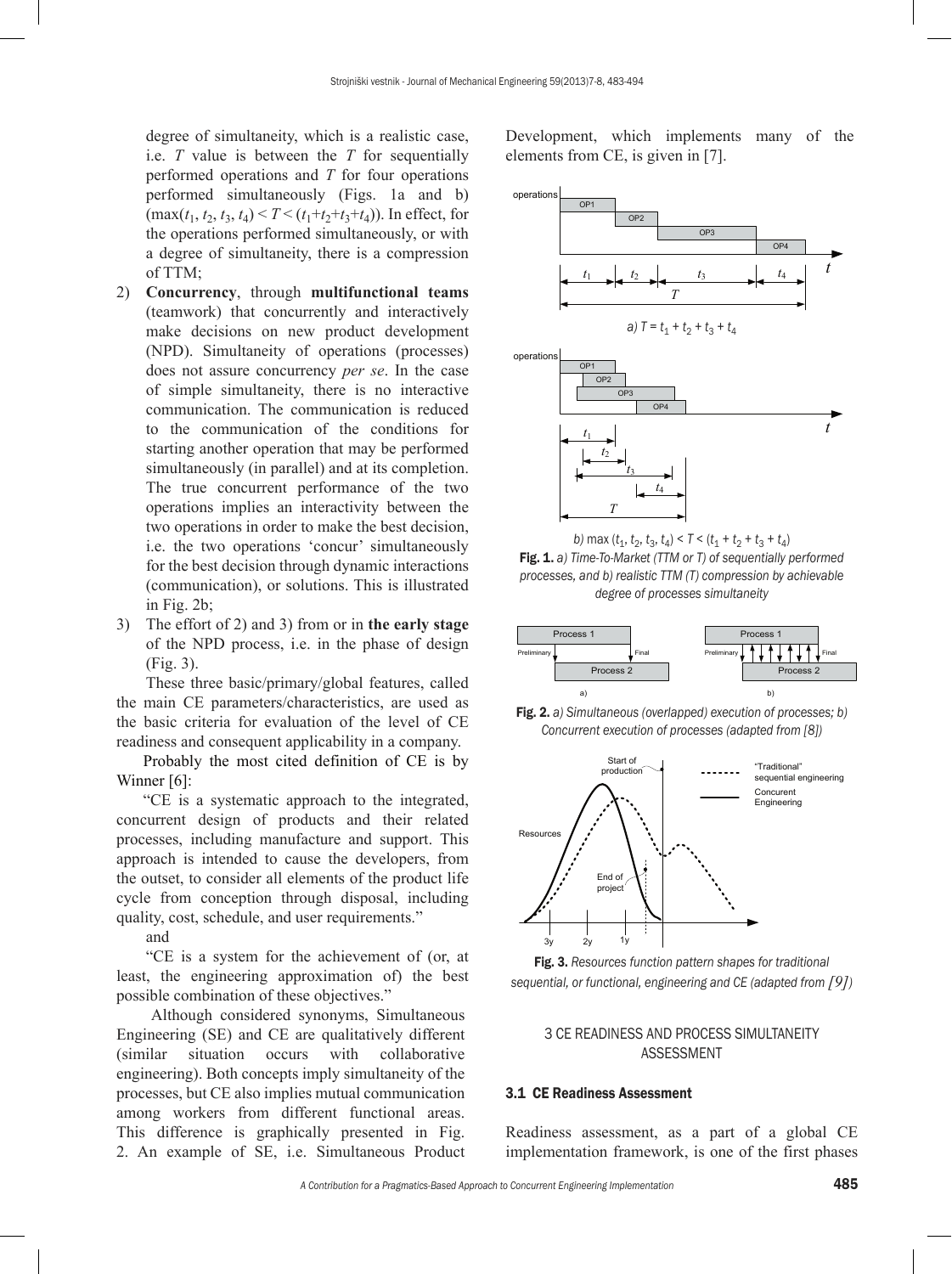degree of simultaneity, which is a realistic case, i.e. $T$ value is between the $T$ for sequentially performed operations and $T$ for four operations performed simultaneously (Figs. 1a and b) ($\max(t_1, t_2, t_3, t_4) < T < (t_1+t_2+t_3+t_4)$). In effect, for the operations performed simultaneously, or with a degree of simultaneity, there is a compression of TTM;

2) **Concurrency**, through **multifunctional teams** (teamwork) that concurrently and interactively make decisions on new product development (NPD). Simultaneity of operations (processes) does not assure concurrency *per se*. In the case of simple simultaneity, there is no interactive communication. The communication is reduced to the communication of the conditions for starting another operation that may be performed simultaneously (in parallel) and at its completion. The true concurrent performance of the two operations implies an interactivity between the two operations in order to make the best decision, i.e. the two operations 'concur' simultaneously for the best decision through dynamic interactions (communication), or solutions. This is illustrated in Fig. 2b;

3) The effort of 2) and 3) from or in **the early stage** of the NPD process, i.e. in the phase of design (Fig. 3).

These three basic/primary/global features, called the main CE parameters/characteristics, are used as the basic criteria for evaluation of the level of CE readiness and consequent applicability in a company.

Probably the most cited definition of CE is by Winner [6]:

"CE is a systematic approach to the integrated, concurrent design of products and their related processes, including manufacture and support. This approach is intended to cause the developers, from the outset, to consider all elements of the product life cycle from conception through disposal, including quality, cost, schedule, and user requirements."

and

"CE is a system for the achievement of (or, at least, the engineering approximation of) the best possible combination of these objectives."

Although considered synonyms, Simultaneous Engineering (SE) and CE are qualitatively different (similar situation occurs with collaborative engineering). Both concepts imply simultaneity of the processes, but CE also implies mutual communication among workers from different functional areas. This difference is graphically presented in Fig. 2. An example of SE, i.e. Simultaneous Product Development, which implements many of the elements from CE, is given in [7].

*a)* $T = t_1 + t_2 + t_3 + t_4$

*b)* $\max(t_1, t_2, t_3, t_4) < T < (t_1 + t_2 + t_3 + t_4)$

**Fig. 1.** *a) Time-To-Market (TTM or T) of sequentially performed processes, and b) realistic TTM (T) compression by achievable degree of processes simultaneity*

**Fig. 2.** *a) Simultaneous (overlapped) execution of processes; b) Concurrent execution of processes (adapted from [8])*

**Fig. 3.** *Resources function pattern shapes for traditional sequential, or functional, engineering and CE (adapted from [9])*

## 3 CE READINESS AND PROCESS SIMULTANEITY ASSESSMENT

### 3.1 CE Readiness Assessment

Readiness assessment, as a part of a global CE implementation framework, is one of the first phases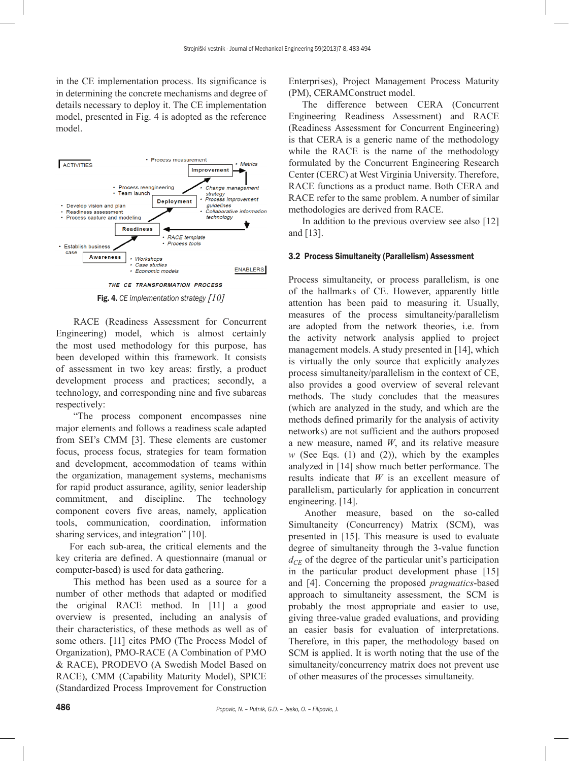in the CE implementation process. Its significance is in determining the concrete mechanisms and degree of details necessary to deploy it. The CE implementation model, presented in Fig. 4 is adopted as the reference model.

ACTIVITIES

- Process measurement

Improvement

- *Metrics*

- Process reengineering
- Team launch

Deployment

- *Change management strategy*
- *Process improvement guidelines*
- *Collaborative information technology*

- Develop vision and plan
- Readiness assessment
- Process capture and modeling

Readiness

- *RACE template*
- *Process tools*

- Establish business case

Awareness

- *Workshops*
- *Case studies*
- *Economic models*

ENABLERS

*THE CE TRANSFORMATION PROCESS*

**Fig. 4.** *CE implementation strategy [10]*

RACE (Readiness Assessment for Concurrent Engineering) model, which is almost certainly the most used methodology for this purpose, has been developed within this framework. It consists of assessment in two key areas: firstly, a product development process and practices; secondly, a technology, and corresponding nine and five subareas respectively:

"The process component encompasses nine major elements and follows a readiness scale adapted from SEI's CMM [3]. These elements are customer focus, process focus, strategies for team formation and development, accommodation of teams within the organization, management systems, mechanisms for rapid product assurance, agility, senior leadership commitment, and discipline. The technology component covers five areas, namely, application tools, communication, coordination, information sharing services, and integration" [10].

For each sub-area, the critical elements and the key criteria are defined. A questionnaire (manual or computer-based) is used for data gathering.

This method has been used as a source for a number of other methods that adapted or modified the original RACE method. In [11] a good overview is presented, including an analysis of their characteristics, of these methods as well as of some others. [11] cites PMO (The Process Model of Organization), PMO-RACE (A Combination of PMO & RACE), PRODEVO (A Swedish Model Based on RACE), CMM (Capability Maturity Model), SPICE (Standardized Process Improvement for Construction Enterprises), Project Management Process Maturity (PM), CERAMConstruct model.

The difference between CERA (Concurrent Engineering Readiness Assessment) and RACE (Readiness Assessment for Concurrent Engineering) is that CERA is a generic name of the methodology while the RACE is the name of the methodology formulated by the Concurrent Engineering Research Center (CERC) at West Virginia University. Therefore, RACE functions as a product name. Both CERA and RACE refer to the same problem. A number of similar methodologies are derived from RACE.

In addition to the previous overview see also [12] and [13].

### 3.2 Process Simultaneity (Parallelism) Assessment

Process simultaneity, or process parallelism, is one of the hallmarks of CE. However, apparently little attention has been paid to measuring it. Usually, measures of the process simultaneity/parallelism are adopted from the network theories, i.e. from the activity network analysis applied to project management models. A study presented in [14], which is virtually the only source that explicitly analyzes process simultaneity/parallelism in the context of CE, also provides a good overview of several relevant methods. The study concludes that the measures (which are analyzed in the study, and which are the methods defined primarily for the analysis of activity networks) are not sufficient and the authors proposed a new measure, named $W$, and its relative measure $w$ (See Eqs. (1) and (2)), which by the examples analyzed in [14] show much better performance. The results indicate that $W$ is an excellent measure of parallelism, particularly for application in concurrent engineering. [14].

Another measure, based on the so-called Simultaneity (Concurrency) Matrix (SCM), was presented in [15]. This measure is used to evaluate degree of simultaneity through the 3-value function $d_{CE}$ of the degree of the particular unit's participation in the particular product development phase [15] and [4]. Concerning the proposed *pragmatics*-based approach to simultaneity assessment, the SCM is probably the most appropriate and easier to use, giving three-value graded evaluations, and providing an easier basis for evaluation of interpretations. Therefore, in this paper, the methodology based on SCM is applied. It is worth noting that the use of the simultaneity/concurrency matrix does not prevent use of other measures of the processes simultaneity.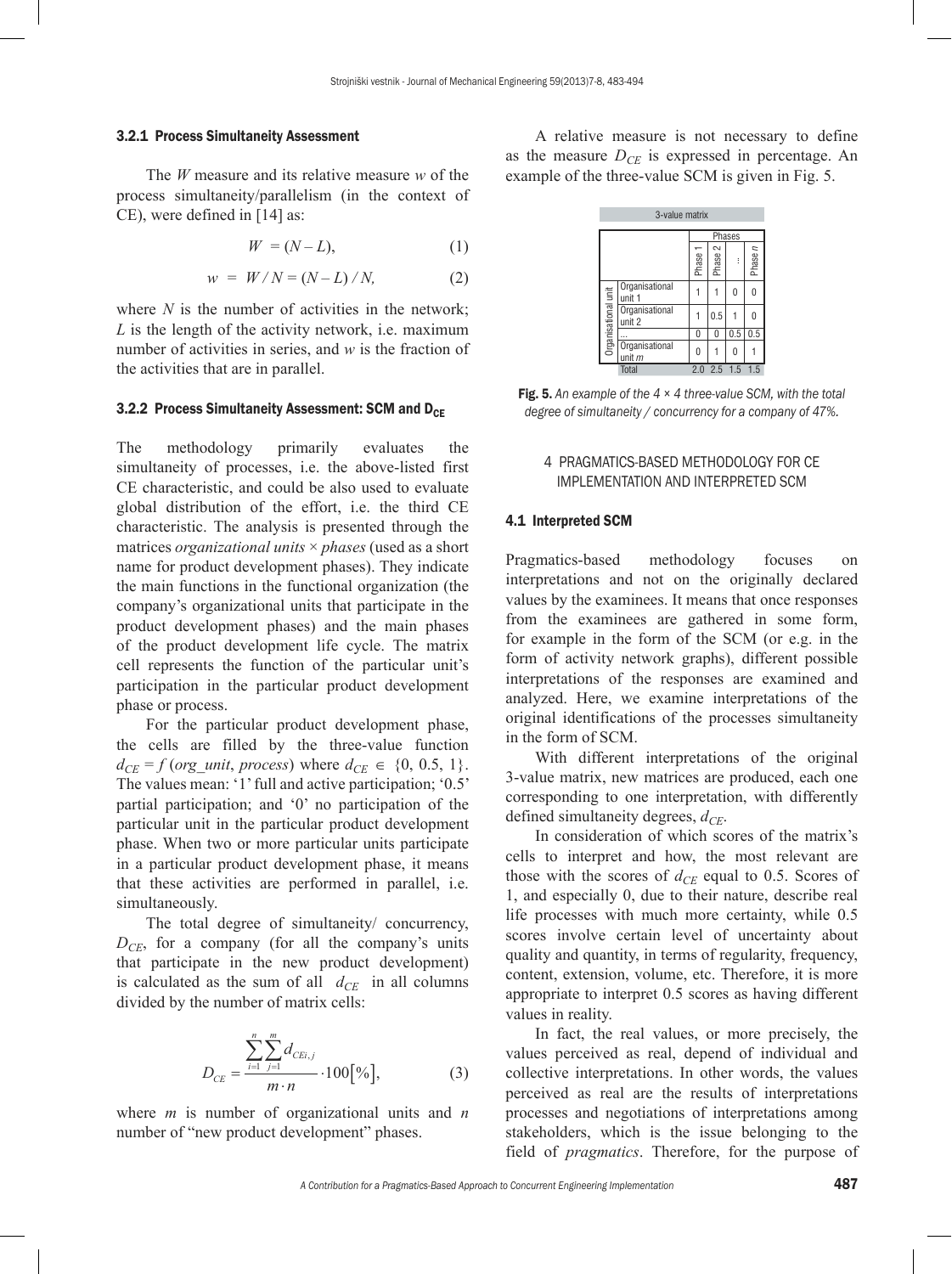### 3.2.1 Process Simultaneity Assessment

The $W$ measure and its relative measure $w$ of the process simultaneity/parallelism (in the context of CE), were defined in [14] as:

$$W = (N - L), \tag{1}$$

$$w = W / N = (N - L) / N, \tag{2}$$

where $N$ is the number of activities in the network; $L$ is the length of the activity network, i.e. maximum number of activities in series, and $w$ is the fraction of the activities that are in parallel.

### 3.2.2 Process Simultaneity Assessment: SCM and $D_{CE}$

The methodology primarily evaluates the simultaneity of processes, i.e. the above-listed first CE characteristic, and could be also used to evaluate global distribution of the effort, i.e. the third CE characteristic. The analysis is presented through the matrices *organizational units* × *phases* (used as a short name for product development phases). They indicate the main functions in the functional organization (the company's organizational units that participate in the product development phases) and the main phases of the product development life cycle. The matrix cell represents the function of the particular unit's participation in the particular product development phase or process.

For the particular product development phase, the cells are filled by the three-value function $d_{CE} = f\,(org\_unit, process)$ where $d_{CE} \in \{0, 0.5, 1\}$. The values mean: '1' full and active participation; '0.5' partial participation; and '0' no participation of the particular unit in the particular product development phase. When two or more particular units participate in a particular product development phase, it means that these activities are performed in parallel, i.e. simultaneously.

The total degree of simultaneity/ concurrency, $D_{CE}$, for a company (for all the company's units that participate in the new product development) is calculated as the sum of all $d_{CE}$ in all columns divided by the number of matrix cells:

$$D_{CE} = \frac{\sum_{i=1}^{n}\sum_{j=1}^{m} d_{CEi,j}}{m \cdot n} \cdot 100[\%], \tag{3}$$

where $m$ is number of organizational units and $n$ number of "new product development" phases.

A relative measure is not necessary to define as the measure $D_{CE}$ is expressed in percentage. An example of the three-value SCM is given in Fig. 5.

| 3-value matrix | | | | | |
|---|---|---|---|---|---|
| | | Phases | | | |
| | | Phase 1 | Phase 2 | ... | Phase *n* |
| Organisational unit | Organisational unit 1 | 1 | 1 | 0 | 0 |
| | Organisational unit 2 | 1 | 0.5 | 1 | 0 |
| | ... | 0 | 0 | 0.5 | 0.5 |
| | Organisational unit *m* | 0 | 1 | 0 | 1 |
| | Total | 2.0 | 2.5 | 1.5 | 1.5 |

**Fig. 5.** *An example of the 4 × 4 three-value SCM, with the total degree of simultaneity / concurrency for a company of 47%.*

## 4 PRAGMATICS-BASED METHODOLOGY FOR CE IMPLEMENTATION AND INTERPRETED SCM

### 4.1 Interpreted SCM

Pragmatics-based methodology focuses on interpretations and not on the originally declared values by the examinees. It means that once responses from the examinees are gathered in some form, for example in the form of the SCM (or e.g. in the form of activity network graphs), different possible interpretations of the responses are examined and analyzed. Here, we examine interpretations of the original identifications of the processes simultaneity in the form of SCM.

With different interpretations of the original 3-value matrix, new matrices are produced, each one corresponding to one interpretation, with differently defined simultaneity degrees, $d_{CE}$.

In consideration of which scores of the matrix's cells to interpret and how, the most relevant are those with the scores of $d_{CE}$ equal to 0.5. Scores of 1, and especially 0, due to their nature, describe real life processes with much more certainty, while 0.5 scores involve certain level of uncertainty about quality and quantity, in terms of regularity, frequency, content, extension, volume, etc. Therefore, it is more appropriate to interpret 0.5 scores as having different values in reality.

In fact, the real values, or more precisely, the values perceived as real, depend of individual and collective interpretations. In other words, the values perceived as real are the results of interpretations processes and negotiations of interpretations among stakeholders, which is the issue belonging to the field of *pragmatics*. Therefore, for the purpose of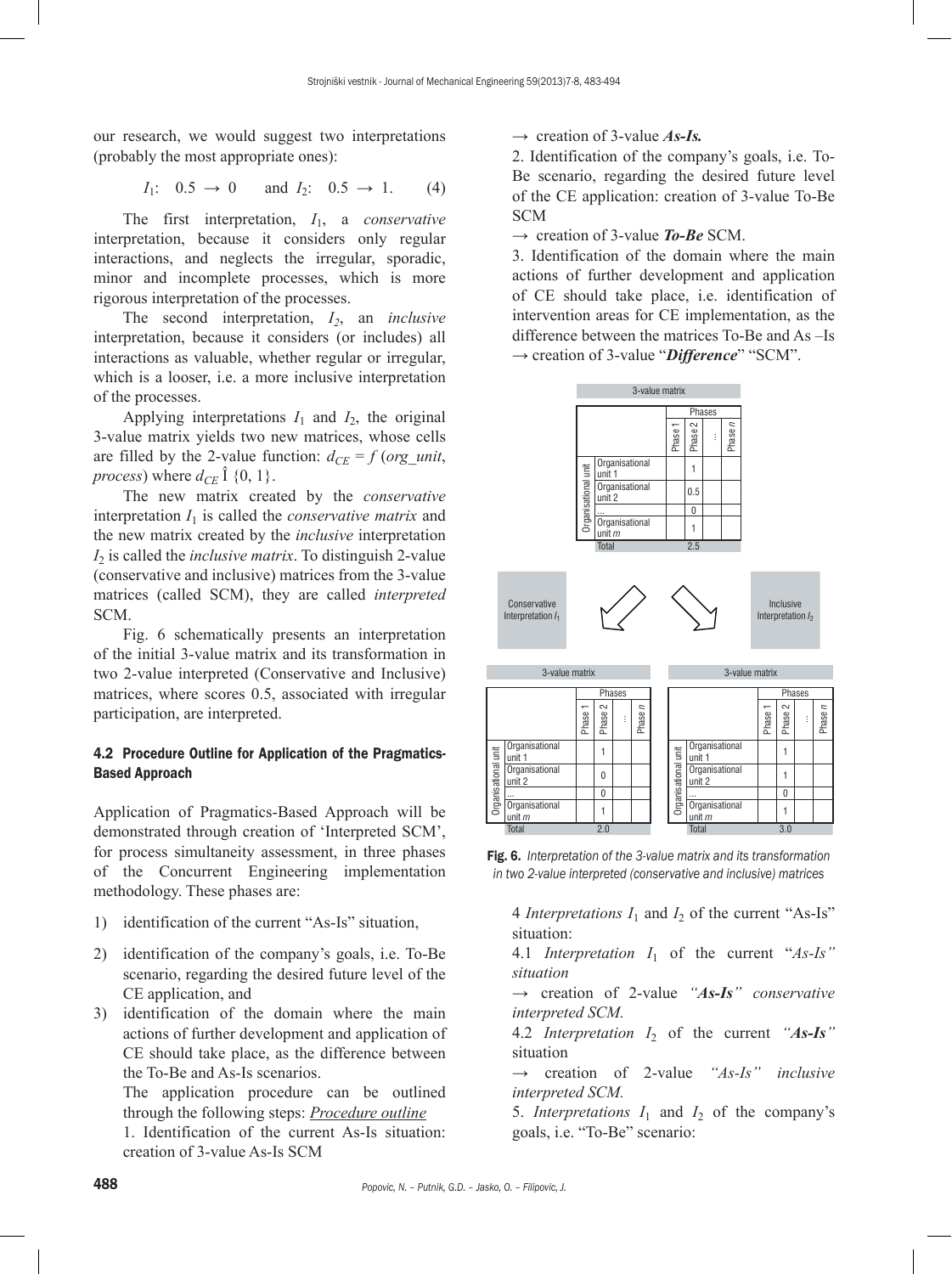our research, we would suggest two interpretations (probably the most appropriate ones):

$$I_1:\quad 0.5 \rightarrow 0 \quad \text{and } I_2:\quad 0.5 \rightarrow 1. \tag{4}$$

The first interpretation, $I_1$, a *conservative* interpretation, because it considers only regular interactions, and neglects the irregular, sporadic, minor and incomplete processes, which is more rigorous interpretation of the processes.

The second interpretation, $I_2$, an *inclusive* interpretation, because it considers (or includes) all interactions as valuable, whether regular or irregular, which is a looser, i.e. a more inclusive interpretation of the processes.

Applying interpretations $I_1$ and $I_2$, the original 3-value matrix yields two new matrices, whose cells are filled by the 2-value function: $d_{CE} = f$ (*org_unit*, *process*) where $d_{CE}$ Î {0, 1}.

The new matrix created by the *conservative* interpretation $I_1$ is called the *conservative matrix* and the new matrix created by the *inclusive* interpretation $I_2$ is called the *inclusive matrix*. To distinguish 2-value (conservative and inclusive) matrices from the 3-value matrices (called SCM), they are called *interpreted* SCM.

Fig. 6 schematically presents an interpretation of the initial 3-value matrix and its transformation in two 2-value interpreted (Conservative and Inclusive) matrices, where scores 0.5, associated with irregular participation, are interpreted.

## 4.2 Procedure Outline for Application of the Pragmatics-Based Approach

Application of Pragmatics-Based Approach will be demonstrated through creation of 'Interpreted SCM', for process simultaneity assessment, in three phases of the Concurrent Engineering implementation methodology. These phases are:

1) identification of the current "As-Is" situation,
2) identification of the company's goals, i.e. To-Be scenario, regarding the desired future level of the CE application, and
3) identification of the domain where the main actions of further development and application of CE should take place, as the difference between the To-Be and As-Is scenarios.

The application procedure can be outlined through the following steps: <u>*Procedure outline*</u>

1. Identification of the current As-Is situation: creation of 3-value As-Is SCM
→ creation of 3-value ***As-Is.***

2. Identification of the company's goals, i.e. To-Be scenario, regarding the desired future level of the CE application: creation of 3-value To-Be SCM
→ creation of 3-value ***To-Be*** SCM.

3. Identification of the domain where the main actions of further development and application of CE should take place, i.e. identification of intervention areas for CE implementation, as the difference between the matrices To-Be and As –Is
→ creation of 3-value "***Difference***" "SCM".

3-value matrix

| Organisational unit | | Phase 1 | Phase 2 | ... | Phase *n* |
|---|---|---|---|---|---|
| | Organisational unit 1 | | 1 | | |
| | Organisational unit 2 | | 0.5 | | |
| | ... | | 0 | | |
| | Organisational unit *m* | | 1 | | |
| | Total | | 2.5 | | |

Conservative Interpretation $I_1$ — Inclusive Interpretation $I_2$

3-value matrix (Conservative)

| Organisational unit | | Phase 1 | Phase 2 | ... | Phase *n* |
|---|---|---|---|---|---|
| | Organisational unit 1 | | 1 | | |
| | Organisational unit 2 | | 0 | | |
| | ... | | 0 | | |
| | Organisational unit *m* | | 1 | | |
| | Total | | 2.0 | | |

3-value matrix (Inclusive)

| Organisational unit | | Phase 1 | Phase 2 | ... | Phase *n* |
|---|---|---|---|---|---|
| | Organisational unit 1 | | 1 | | |
| | Organisational unit 2 | | 1 | | |
| | ... | | 0 | | |
| | Organisational unit *m* | | 1 | | |
| | Total | | 3.0 | | |

**Fig. 6.** *Interpretation of the 3-value matrix and its transformation in two 2-value interpreted (conservative and inclusive) matrices*

4 *Interpretations* $I_1$ and $I_2$ of the current "As-Is" situation:

4.1 *Interpretation* $I_1$ of the current "*As-Is" situation*
→ creation of 2-value *"**As-Is**" conservative interpreted SCM.*

4.2 *Interpretation* $I_2$ of the current *"**As-Is**"* situation
→ creation of 2-value *"As-Is" inclusive interpreted SCM.*

5. *Interpretations* $I_1$ and $I_2$ of the company's goals, i.e. "To-Be" scenario: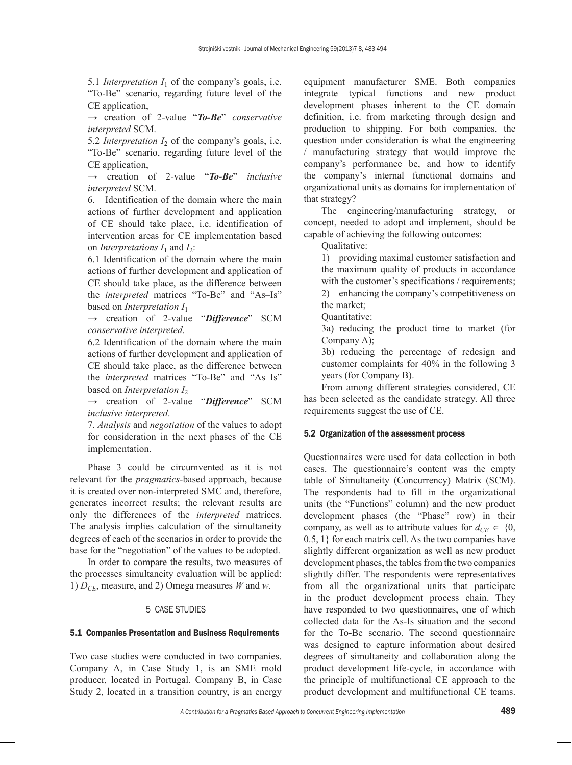5.1 *Interpretation* $I_1$ of the company's goals, i.e. "To-Be" scenario, regarding future level of the CE application,

→ creation of 2-value "***To-Be***" *conservative interpreted* SCM.

5.2 *Interpretation* $I_2$ of the company's goals, i.e. "To-Be" scenario, regarding future level of the CE application,

→ creation of 2-value "***To-Be***" *inclusive interpreted* SCM.

6. Identification of the domain where the main actions of further development and application of CE should take place, i.e. identification of intervention areas for CE implementation based on *Interpretations* $I_1$ and $I_2$:

6.1 Identification of the domain where the main actions of further development and application of CE should take place, as the difference between the *interpreted* matrices "To-Be" and "As–Is" based on *Interpretation* $I_1$

→ creation of 2-value "***Difference***" SCM *conservative interpreted*.

6.2 Identification of the domain where the main actions of further development and application of CE should take place, as the difference between the *interpreted* matrices "To-Be" and "As–Is" based on *Interpretation* $I_2$

→ creation of 2-value "***Difference***" SCM *inclusive interpreted*.

7. *Analysis* and *negotiation* of the values to adopt for consideration in the next phases of the CE implementation.

Phase 3 could be circumvented as it is not relevant for the *pragmatics*-based approach, because it is created over non-interpreted SMC and, therefore, generates incorrect results; the relevant results are only the differences of the *interpreted* matrices. The analysis implies calculation of the simultaneity degrees of each of the scenarios in order to provide the base for the "negotiation" of the values to be adopted.

In order to compare the results, two measures of the processes simultaneity evaluation will be applied: 1) $D_{CE}$, measure, and 2) Omega measures $W$ and $w$.

## 5 CASE STUDIES

### 5.1 Companies Presentation and Business Requirements

Two case studies were conducted in two companies. Company A, in Case Study 1, is an SME mold producer, located in Portugal. Company B, in Case Study 2, located in a transition country, is an energy equipment manufacturer SME. Both companies integrate typical functions and new product development phases inherent to the CE domain definition, i.e. from marketing through design and production to shipping. For both companies, the question under consideration is what the engineering / manufacturing strategy that would improve the company's performance be, and how to identify the company's internal functional domains and organizational units as domains for implementation of that strategy?

The engineering/manufacturing strategy, or concept, needed to adopt and implement, should be capable of achieving the following outcomes:

Qualitative:

1) providing maximal customer satisfaction and the maximum quality of products in accordance with the customer's specifications / requirements;

2) enhancing the company's competitiveness on the market;

Quantitative:

3a) reducing the product time to market (for Company A);

3b) reducing the percentage of redesign and customer complaints for 40% in the following 3 years (for Company B).

From among different strategies considered, CE has been selected as the candidate strategy. All three requirements suggest the use of CE.

### 5.2 Organization of the assessment process

Questionnaires were used for data collection in both cases. The questionnaire's content was the empty table of Simultaneity (Concurrency) Matrix (SCM). The respondents had to fill in the organizational units (the "Functions" column) and the new product development phases (the "Phase" row) in their company, as well as to attribute values for $d_{CE} \in \{0, 0.5, 1\}$ for each matrix cell. As the two companies have slightly different organization as well as new product development phases, the tables from the two companies slightly differ. The respondents were representatives from all the organizational units that participate in the product development process chain. They have responded to two questionnaires, one of which collected data for the As-Is situation and the second for the To-Be scenario. The second questionnaire was designed to capture information about desired degrees of simultaneity and collaboration along the product development life-cycle, in accordance with the principle of multifunctional CE approach to the product development and multifunctional CE teams.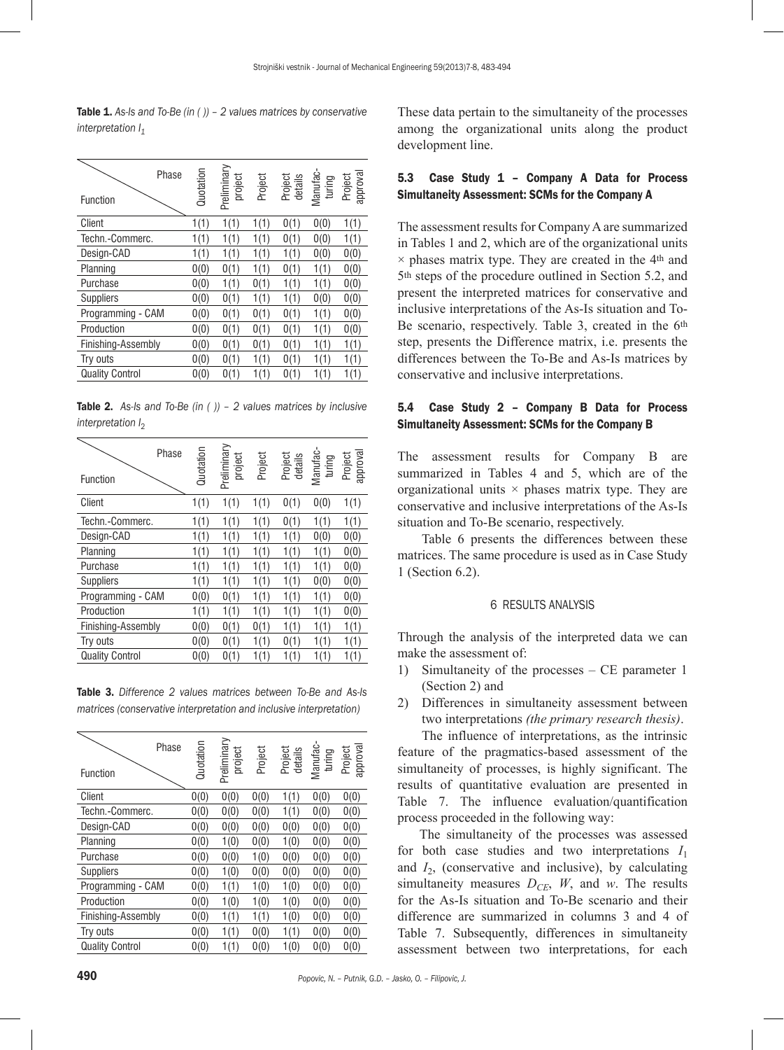**Table 1.** *As-Is and To-Be (in ( )) – 2 values matrices by conservative interpretation $I_1$*

| Function \ Phase | Quotation | Preliminary project | Project | Project details | Manufac-turing | Project approval |
|---|---|---|---|---|---|---|
| Client | 1(1) | 1(1) | 1(1) | 0(1) | 0(0) | 1(1) |
| Techn.-Commerc. | 1(1) | 1(1) | 1(1) | 0(1) | 0(0) | 1(1) |
| Design-CAD | 1(1) | 1(1) | 1(1) | 1(1) | 0(0) | 0(0) |
| Planning | 0(0) | 0(1) | 1(1) | 0(1) | 1(1) | 0(0) |
| Purchase | 0(0) | 1(1) | 0(1) | 1(1) | 1(1) | 0(0) |
| Suppliers | 0(0) | 0(1) | 1(1) | 1(1) | 0(0) | 0(0) |
| Programming - CAM | 0(0) | 0(1) | 0(1) | 0(1) | 1(1) | 0(0) |
| Production | 0(0) | 0(1) | 0(1) | 0(1) | 1(1) | 0(0) |
| Finishing-Assembly | 0(0) | 0(1) | 0(1) | 0(1) | 1(1) | 1(1) |
| Try outs | 0(0) | 0(1) | 1(1) | 0(1) | 1(1) | 1(1) |
| Quality Control | 0(0) | 0(1) | 1(1) | 0(1) | 1(1) | 1(1) |

**Table 2.** *As-Is and To-Be (in ( )) – 2 values matrices by inclusive interpretation $I_2$*

| Function \ Phase | Quotation | Preliminary project | Project | Project details | Manufac-turing | Project approval |
|---|---|---|---|---|---|---|
| Client | 1(1) | 1(1) | 1(1) | 0(1) | 0(0) | 1(1) |
| Techn.-Commerc. | 1(1) | 1(1) | 1(1) | 0(1) | 1(1) | 1(1) |
| Design-CAD | 1(1) | 1(1) | 1(1) | 1(1) | 0(0) | 0(0) |
| Planning | 1(1) | 1(1) | 1(1) | 1(1) | 1(1) | 0(0) |
| Purchase | 1(1) | 1(1) | 1(1) | 1(1) | 1(1) | 0(0) |
| Suppliers | 1(1) | 1(1) | 1(1) | 1(1) | 0(0) | 0(0) |
| Programming - CAM | 0(0) | 0(1) | 1(1) | 1(1) | 1(1) | 0(0) |
| Production | 1(1) | 1(1) | 1(1) | 1(1) | 1(1) | 0(0) |
| Finishing-Assembly | 0(0) | 0(1) | 0(1) | 1(1) | 1(1) | 1(1) |
| Try outs | 0(0) | 0(1) | 1(1) | 0(1) | 1(1) | 1(1) |
| Quality Control | 0(0) | 0(1) | 1(1) | 1(1) | 1(1) | 1(1) |

**Table 3.** *Difference 2 values matrices between To-Be and As-Is matrices (conservative interpretation and inclusive interpretation)*

| Function \ Phase | Quotation | Preliminary project | Project | Project details | Manufac-turing | Project approval |
|---|---|---|---|---|---|---|
| Client | 0(0) | 0(0) | 0(0) | 1(1) | 0(0) | 0(0) |
| Techn.-Commerc. | 0(0) | 0(0) | 0(0) | 1(1) | 0(0) | 0(0) |
| Design-CAD | 0(0) | 0(0) | 0(0) | 0(0) | 0(0) | 0(0) |
| Planning | 0(0) | 1(0) | 0(0) | 1(0) | 0(0) | 0(0) |
| Purchase | 0(0) | 0(0) | 1(0) | 0(0) | 0(0) | 0(0) |
| Suppliers | 0(0) | 1(0) | 0(0) | 0(0) | 0(0) | 0(0) |
| Programming - CAM | 0(0) | 1(1) | 1(0) | 1(0) | 0(0) | 0(0) |
| Production | 0(0) | 1(0) | 1(0) | 1(0) | 0(0) | 0(0) |
| Finishing-Assembly | 0(0) | 1(1) | 1(1) | 1(0) | 0(0) | 0(0) |
| Try outs | 0(0) | 1(1) | 0(0) | 1(1) | 0(0) | 0(0) |
| Quality Control | 0(0) | 1(1) | 0(0) | 1(0) | 0(0) | 0(0) |

These data pertain to the simultaneity of the processes among the organizational units along the product development line.

### 5.3 Case Study 1 – Company A Data for Process Simultaneity Assessment: SCMs for the Company A

The assessment results for Company A are summarized in Tables 1 and 2, which are of the organizational units × phases matrix type. They are created in the 4th and 5th steps of the procedure outlined in Section 5.2, and present the interpreted matrices for conservative and inclusive interpretations of the As-Is situation and To-Be scenario, respectively. Table 3, created in the 6th step, presents the Difference matrix, i.e. presents the differences between the To-Be and As-Is matrices by conservative and inclusive interpretations.

### 5.4 Case Study 2 – Company B Data for Process Simultaneity Assessment: SCMs for the Company B

The assessment results for Company B are summarized in Tables 4 and 5, which are of the organizational units × phases matrix type. They are conservative and inclusive interpretations of the As-Is situation and To-Be scenario, respectively.

Table 6 presents the differences between these matrices. The same procedure is used as in Case Study 1 (Section 6.2).

## 6 RESULTS ANALYSIS

Through the analysis of the interpreted data we can make the assessment of:

1) Simultaneity of the processes – CE parameter 1 (Section 2) and
2) Differences in simultaneity assessment between two interpretations *(the primary research thesis)*.

The influence of interpretations, as the intrinsic feature of the pragmatics-based assessment of the simultaneity of processes, is highly significant. The results of quantitative evaluation are presented in Table 7. The influence evaluation/quantification process proceeded in the following way:

The simultaneity of the processes was assessed for both case studies and two interpretations $I_1$ and $I_2$, (conservative and inclusive), by calculating simultaneity measures $D_{CE}$, $W$, and $w$. The results for the As-Is situation and To-Be scenario and their difference are summarized in columns 3 and 4 of Table 7. Subsequently, differences in simultaneity assessment between two interpretations, for each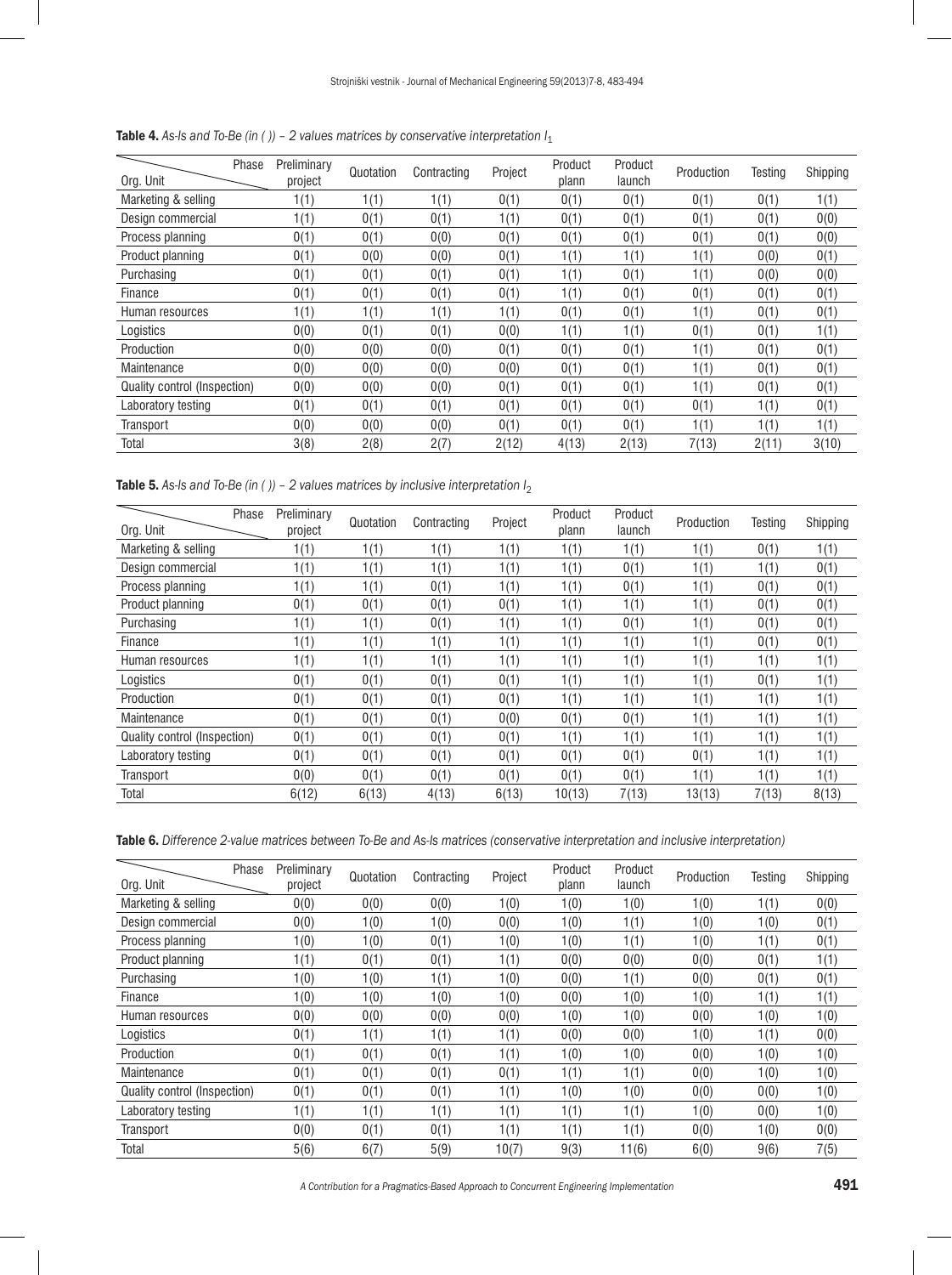**Table 4.** *As-Is and To-Be (in ( )) – 2 values matrices by conservative interpretation $I_1$*

| Org. Unit \ Phase | Preliminary project | Quotation | Contracting | Project | Product plann | Product launch | Production | Testing | Shipping |
|---|---|---|---|---|---|---|---|---|---|
| Marketing & selling | 1(1) | 1(1) | 1(1) | 0(1) | 0(1) | 0(1) | 0(1) | 0(1) | 1(1) |
| Design commercial | 1(1) | 0(1) | 0(1) | 1(1) | 0(1) | 0(1) | 0(1) | 0(1) | 0(0) |
| Process planning | 0(1) | 0(1) | 0(0) | 0(1) | 0(1) | 0(1) | 0(1) | 0(1) | 0(0) |
| Product planning | 0(1) | 0(0) | 0(0) | 0(1) | 1(1) | 1(1) | 1(1) | 0(0) | 0(1) |
| Purchasing | 0(1) | 0(1) | 0(1) | 0(1) | 1(1) | 0(1) | 1(1) | 0(0) | 0(0) |
| Finance | 0(1) | 0(1) | 0(1) | 0(1) | 1(1) | 0(1) | 0(1) | 0(1) | 0(1) |
| Human resources | 1(1) | 1(1) | 1(1) | 1(1) | 0(1) | 0(1) | 1(1) | 0(1) | 0(1) |
| Logistics | 0(0) | 0(1) | 0(1) | 0(0) | 1(1) | 1(1) | 0(1) | 0(1) | 1(1) |
| Production | 0(0) | 0(0) | 0(0) | 0(1) | 0(1) | 0(1) | 1(1) | 0(1) | 0(1) |
| Maintenance | 0(0) | 0(0) | 0(0) | 0(0) | 0(1) | 0(1) | 1(1) | 0(1) | 0(1) |
| Quality control (Inspection) | 0(0) | 0(0) | 0(0) | 0(1) | 0(1) | 0(1) | 1(1) | 0(1) | 0(1) |
| Laboratory testing | 0(1) | 0(1) | 0(1) | 0(1) | 0(1) | 0(1) | 0(1) | 1(1) | 0(1) |
| Transport | 0(0) | 0(0) | 0(0) | 0(1) | 0(1) | 0(1) | 1(1) | 1(1) | 1(1) |
| Total | 3(8) | 2(8) | 2(7) | 2(12) | 4(13) | 2(13) | 7(13) | 2(11) | 3(10) |

**Table 5.** *As-Is and To-Be (in ( )) – 2 values matrices by inclusive interpretation $I_2$*

| Org. Unit \ Phase | Preliminary project | Quotation | Contracting | Project | Product plann | Product launch | Production | Testing | Shipping |
|---|---|---|---|---|---|---|---|---|---|
| Marketing & selling | 1(1) | 1(1) | 1(1) | 1(1) | 1(1) | 1(1) | 1(1) | 0(1) | 1(1) |
| Design commercial | 1(1) | 1(1) | 1(1) | 1(1) | 1(1) | 0(1) | 1(1) | 1(1) | 0(1) |
| Process planning | 1(1) | 1(1) | 0(1) | 1(1) | 1(1) | 0(1) | 1(1) | 0(1) | 0(1) |
| Product planning | 0(1) | 0(1) | 0(1) | 0(1) | 1(1) | 1(1) | 1(1) | 0(1) | 0(1) |
| Purchasing | 1(1) | 1(1) | 0(1) | 1(1) | 1(1) | 0(1) | 1(1) | 0(1) | 0(1) |
| Finance | 1(1) | 1(1) | 1(1) | 1(1) | 1(1) | 1(1) | 1(1) | 0(1) | 0(1) |
| Human resources | 1(1) | 1(1) | 1(1) | 1(1) | 1(1) | 1(1) | 1(1) | 1(1) | 1(1) |
| Logistics | 0(1) | 0(1) | 0(1) | 0(1) | 1(1) | 1(1) | 1(1) | 0(1) | 1(1) |
| Production | 0(1) | 0(1) | 0(1) | 0(1) | 1(1) | 1(1) | 1(1) | 1(1) | 1(1) |
| Maintenance | 0(1) | 0(1) | 0(1) | 0(0) | 0(1) | 0(1) | 1(1) | 1(1) | 1(1) |
| Quality control (Inspection) | 0(1) | 0(1) | 0(1) | 0(1) | 1(1) | 1(1) | 1(1) | 1(1) | 1(1) |
| Laboratory testing | 0(1) | 0(1) | 0(1) | 0(1) | 0(1) | 0(1) | 0(1) | 1(1) | 1(1) |
| Transport | 0(0) | 0(1) | 0(1) | 0(1) | 0(1) | 0(1) | 1(1) | 1(1) | 1(1) |
| Total | 6(12) | 6(13) | 4(13) | 6(13) | 10(13) | 7(13) | 13(13) | 7(13) | 8(13) |

**Table 6.** *Difference 2-value matrices between To-Be and As-Is matrices (conservative interpretation and inclusive interpretation)*

| Org. Unit \ Phase | Preliminary project | Quotation | Contracting | Project | Product plann | Product launch | Production | Testing | Shipping |
|---|---|---|---|---|---|---|---|---|---|
| Marketing & selling | 0(0) | 0(0) | 0(0) | 1(0) | 1(0) | 1(0) | 1(0) | 1(1) | 0(0) |
| Design commercial | 0(0) | 1(0) | 1(0) | 0(0) | 1(0) | 1(1) | 1(0) | 1(0) | 0(1) |
| Process planning | 1(0) | 1(0) | 0(1) | 1(0) | 1(0) | 1(1) | 1(0) | 1(1) | 0(1) |
| Product planning | 1(1) | 0(1) | 0(1) | 1(1) | 0(0) | 0(0) | 0(0) | 0(1) | 1(1) |
| Purchasing | 1(0) | 1(0) | 1(1) | 1(0) | 0(0) | 1(1) | 0(0) | 0(1) | 0(1) |
| Finance | 1(0) | 1(0) | 1(0) | 1(0) | 0(0) | 1(0) | 1(0) | 1(1) | 1(1) |
| Human resources | 0(0) | 0(0) | 0(0) | 0(0) | 1(0) | 1(0) | 0(0) | 1(0) | 1(0) |
| Logistics | 0(1) | 1(1) | 1(1) | 1(1) | 0(0) | 0(0) | 1(0) | 1(1) | 0(0) |
| Production | 0(1) | 0(1) | 0(1) | 1(1) | 1(0) | 1(0) | 0(0) | 1(0) | 1(0) |
| Maintenance | 0(1) | 0(1) | 0(1) | 0(1) | 1(1) | 1(1) | 0(0) | 1(0) | 1(0) |
| Quality control (Inspection) | 0(1) | 0(1) | 0(1) | 1(1) | 1(0) | 1(0) | 0(0) | 0(0) | 1(0) |
| Laboratory testing | 1(1) | 1(1) | 1(1) | 1(1) | 1(1) | 1(1) | 1(0) | 0(0) | 1(0) |
| Transport | 0(0) | 0(1) | 0(1) | 1(1) | 1(1) | 1(1) | 0(0) | 1(0) | 0(0) |
| Total | 5(6) | 6(7) | 5(9) | 10(7) | 9(3) | 11(6) | 6(0) | 9(6) | 7(5) |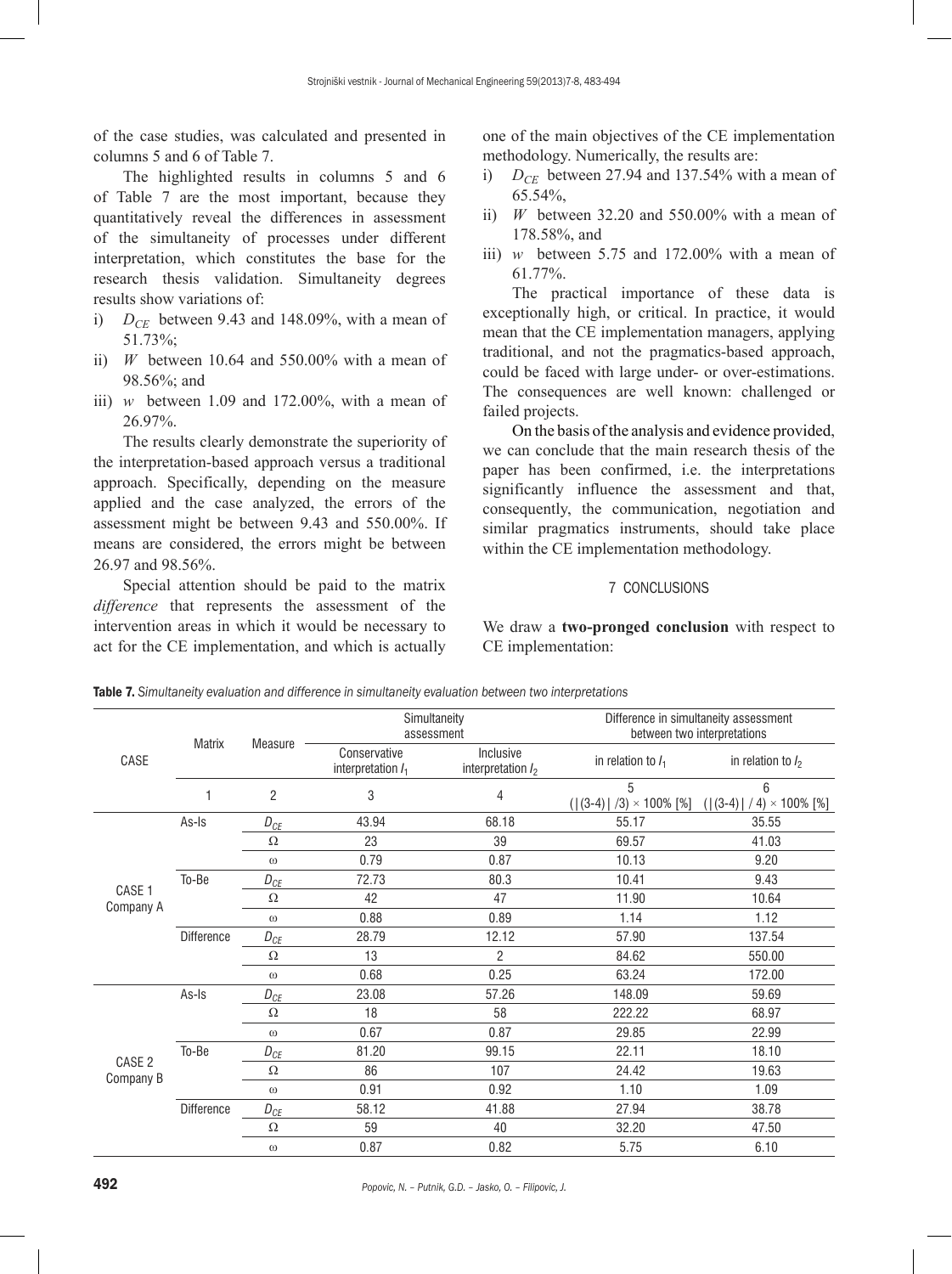of the case studies, was calculated and presented in columns 5 and 6 of Table 7.

The highlighted results in columns 5 and 6 of Table 7 are the most important, because they quantitatively reveal the differences in assessment of the simultaneity of processes under different interpretation, which constitutes the base for the research thesis validation. Simultaneity degrees results show variations of:

i) $D_{CE}$ between 9.43 and 148.09%, with a mean of 51.73%;
ii) $W$ between 10.64 and 550.00% with a mean of 98.56%; and
iii) $w$ between 1.09 and 172.00%, with a mean of 26.97%.

The results clearly demonstrate the superiority of the interpretation-based approach versus a traditional approach. Specifically, depending on the measure applied and the case analyzed, the errors of the assessment might be between 9.43 and 550.00%. If means are considered, the errors might be between 26.97 and 98.56%.

Special attention should be paid to the matrix *difference* that represents the assessment of the intervention areas in which it would be necessary to act for the CE implementation, and which is actually one of the main objectives of the CE implementation methodology. Numerically, the results are:

i) $D_{CE}$ between 27.94 and 137.54% with a mean of 65.54%,
ii) $W$ between 32.20 and 550.00% with a mean of 178.58%, and
iii) $w$ between 5.75 and 172.00% with a mean of 61.77%.

The practical importance of these data is exceptionally high, or critical. In practice, it would mean that the CE implementation managers, applying traditional, and not the pragmatics-based approach, could be faced with large under- or over-estimations. The consequences are well known: challenged or failed projects.

On the basis of the analysis and evidence provided, we can conclude that the main research thesis of the paper has been confirmed, i.e. the interpretations significantly influence the assessment and that, consequently, the communication, negotiation and similar pragmatics instruments, should take place within the CE implementation methodology.

## 7 CONCLUSIONS

We draw a **two-pronged conclusion** with respect to CE implementation:

**Table 7.** *Simultaneity evaluation and difference in simultaneity evaluation between two interpretations*

| CASE | Matrix | Measure | Simultaneity assessment | | Difference in simultaneity assessment between two interpretations | |
|---|---|---|---|---|---|---|
| | | | Conservative interpretation $I_1$ | Inclusive interpretation $I_2$ | in relation to $I_1$ | in relation to $I_2$ |
| | 1 | 2 | 3 | 4 | 5 (\|(3-4)\| /3) × 100% [%] | 6 (\|(3-4)\| / 4) × 100% [%] |
| CASE 1 Company A | As-Is | $D_{CE}$ | 43.94 | 68.18 | 55.17 | 35.55 |
| | | Ω | 23 | 39 | 69.57 | 41.03 |
| | | ω | 0.79 | 0.87 | 10.13 | 9.20 |
| | To-Be | $D_{CE}$ | 72.73 | 80.3 | 10.41 | 9.43 |
| | | Ω | 42 | 47 | 11.90 | 10.64 |
| | | ω | 0.88 | 0.89 | 1.14 | 1.12 |
| | Difference | $D_{CE}$ | 28.79 | 12.12 | 57.90 | 137.54 |
| | | Ω | 13 | 2 | 84.62 | 550.00 |
| | | ω | 0.68 | 0.25 | 63.24 | 172.00 |
| CASE 2 Company B | As-Is | $D_{CE}$ | 23.08 | 57.26 | 148.09 | 59.69 |
| | | Ω | 18 | 58 | 222.22 | 68.97 |
| | | ω | 0.67 | 0.87 | 29.85 | 22.99 |
| | To-Be | $D_{CE}$ | 81.20 | 99.15 | 22.11 | 18.10 |
| | | Ω | 86 | 107 | 24.42 | 19.63 |
| | | ω | 0.91 | 0.92 | 1.10 | 1.09 |
| | Difference | $D_{CE}$ | 58.12 | 41.88 | 27.94 | 38.78 |
| | | Ω | 59 | 40 | 32.20 | 47.50 |
| | | ω | 0.87 | 0.82 | 5.75 | 6.10 |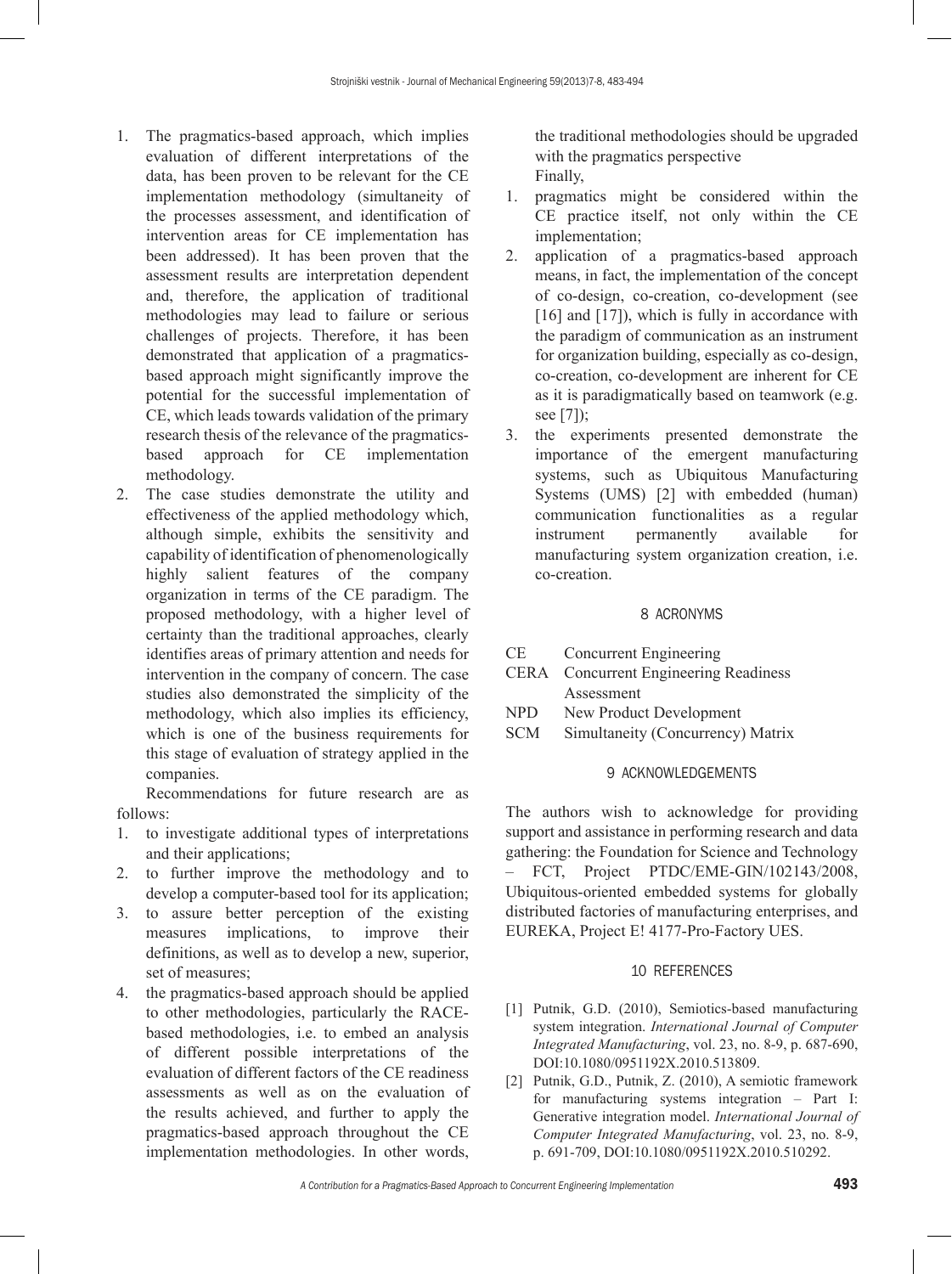1. The pragmatics-based approach, which implies evaluation of different interpretations of the data, has been proven to be relevant for the CE implementation methodology (simultaneity of the processes assessment, and identification of intervention areas for CE implementation has been addressed). It has been proven that the assessment results are interpretation dependent and, therefore, the application of traditional methodologies may lead to failure or serious challenges of projects. Therefore, it has been demonstrated that application of a pragmatics-based approach might significantly improve the potential for the successful implementation of CE, which leads towards validation of the primary research thesis of the relevance of the pragmatics-based approach for CE implementation methodology.
2. The case studies demonstrate the utility and effectiveness of the applied methodology which, although simple, exhibits the sensitivity and capability of identification of phenomenologically highly salient features of the company organization in terms of the CE paradigm. The proposed methodology, with a higher level of certainty than the traditional approaches, clearly identifies areas of primary attention and needs for intervention in the company of concern. The case studies also demonstrated the simplicity of the methodology, which also implies its efficiency, which is one of the business requirements for this stage of evaluation of strategy applied in the companies.

Recommendations for future research are as follows:

1. to investigate additional types of interpretations and their applications;
2. to further improve the methodology and to develop a computer-based tool for its application;
3. to assure better perception of the existing measures implications, to improve their definitions, as well as to develop a new, superior, set of measures;
4. the pragmatics-based approach should be applied to other methodologies, particularly the RACE-based methodologies, i.e. to embed an analysis of different possible interpretations of the evaluation of different factors of the CE readiness assessments as well as on the evaluation of the results achieved, and further to apply the pragmatics-based approach throughout the CE implementation methodologies. In other words, the traditional methodologies should be upgraded with the pragmatics perspective

Finally,

1. pragmatics might be considered within the CE practice itself, not only within the CE implementation;
2. application of a pragmatics-based approach means, in fact, the implementation of the concept of co-design, co-creation, co-development (see [16] and [17]), which is fully in accordance with the paradigm of communication as an instrument for organization building, especially as co-design, co-creation, co-development are inherent for CE as it is paradigmatically based on teamwork (e.g. see [7]);
3. the experiments presented demonstrate the importance of the emergent manufacturing systems, such as Ubiquitous Manufacturing Systems (UMS) [2] with embedded (human) communication functionalities as a regular instrument permanently available for manufacturing system organization creation, i.e. co-creation.

## 8 ACRONYMS

CE Concurrent Engineering
CERA Concurrent Engineering Readiness Assessment
NPD New Product Development
SCM Simultaneity (Concurrency) Matrix

## 9 ACKNOWLEDGEMENTS

The authors wish to acknowledge for providing support and assistance in performing research and data gathering: the Foundation for Science and Technology – FCT, Project PTDC/EME-GIN/102143/2008, Ubiquitous-oriented embedded systems for globally distributed factories of manufacturing enterprises, and EUREKA, Project E! 4177-Pro-Factory UES.

## 10 REFERENCES

[1] Putnik, G.D. (2010), Semiotics-based manufacturing system integration. *International Journal of Computer Integrated Manufacturing*, vol. 23, no. 8-9, p. 687-690, DOI:10.1080/0951192X.2010.513809.

[2] Putnik, G.D., Putnik, Z. (2010), A semiotic framework for manufacturing systems integration – Part I: Generative integration model. *International Journal of Computer Integrated Manufacturing*, vol. 23, no. 8-9, p. 691-709, DOI:10.1080/0951192X.2010.510292.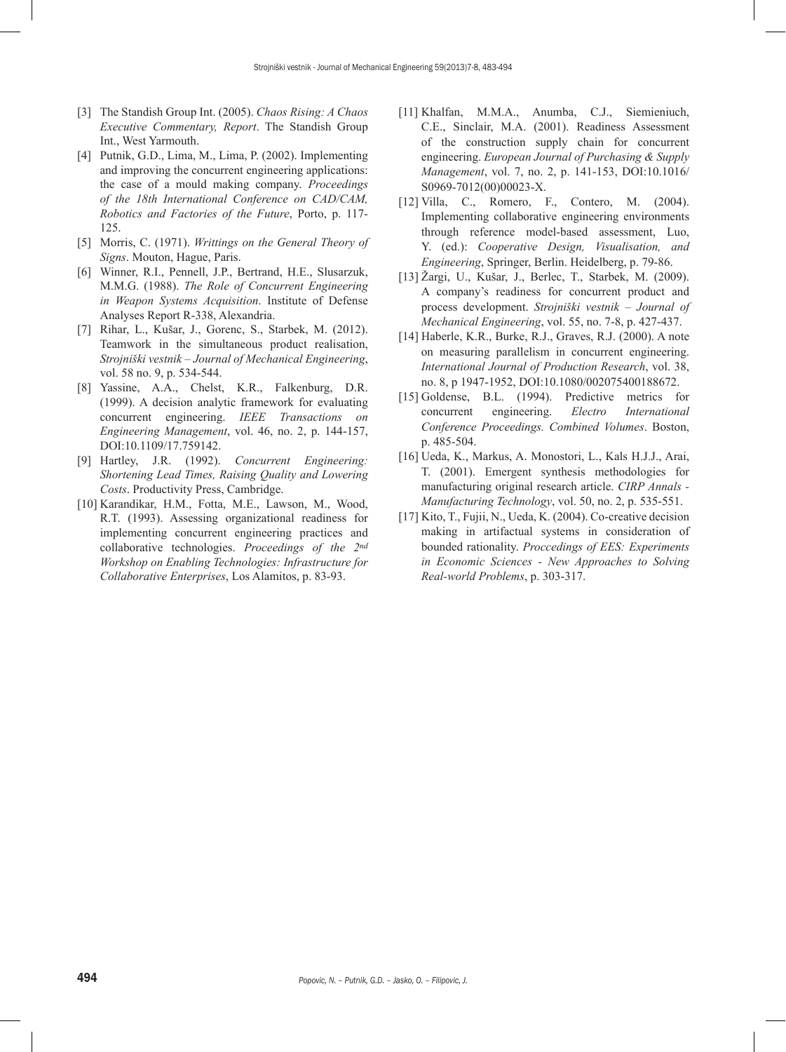[3] The Standish Group Int. (2005). *Chaos Rising: A Chaos Executive Commentary, Report*. The Standish Group Int., West Yarmouth.

[4] Putnik, G.D., Lima, M., Lima, P. (2002). Implementing and improving the concurrent engineering applications: the case of a mould making company. *Proceedings of the 18th International Conference on CAD/CAM, Robotics and Factories of the Future*, Porto, p. 117-125.

[5] Morris, C. (1971). *Writtings on the General Theory of Signs*. Mouton, Hague, Paris.

[6] Winner, R.I., Pennell, J.P., Bertrand, H.E., Slusarzuk, M.M.G. (1988). *The Role of Concurrent Engineering in Weapon Systems Acquisition*. Institute of Defense Analyses Report R-338, Alexandria.

[7] Rihar, L., Kušar, J., Gorenc, S., Starbek, M. (2012). Teamwork in the simultaneous product realisation, *Strojniški vestnik – Journal of Mechanical Engineering*, vol. 58 no. 9, p. 534-544.

[8] Yassine, A.A., Chelst, K.R., Falkenburg, D.R. (1999). A decision analytic framework for evaluating concurrent engineering. *IEEE Transactions on Engineering Management*, vol. 46, no. 2, p. 144-157, DOI:10.1109/17.759142.

[9] Hartley, J.R. (1992). *Concurrent Engineering: Shortening Lead Times, Raising Quality and Lowering Costs*. Productivity Press, Cambridge.

[10] Karandikar, H.M., Fotta, M.E., Lawson, M., Wood, R.T. (1993). Assessing organizational readiness for implementing concurrent engineering practices and collaborative technologies. *Proceedings of the 2nd Workshop on Enabling Technologies: Infrastructure for Collaborative Enterprises*, Los Alamitos, p. 83-93.

[11] Khalfan, M.M.A., Anumba, C.J., Siemieniuch, C.E., Sinclair, M.A. (2001). Readiness Assessment of the construction supply chain for concurrent engineering. *European Journal of Purchasing & Supply Management*, vol. 7, no. 2, p. 141-153, DOI:10.1016/S0969-7012(00)00023-X.

[12] Villa, C., Romero, F., Contero, M. (2004). Implementing collaborative engineering environments through reference model-based assessment, Luo, Y. (ed.): *Cooperative Design, Visualisation, and Engineering*, Springer, Berlin. Heidelberg, p. 79-86.

[13] Žargi, U., Kušar, J., Berlec, T., Starbek, M. (2009). A company's readiness for concurrent product and process development. *Strojniški vestnik – Journal of Mechanical Engineering*, vol. 55, no. 7-8, p. 427-437.

[14] Haberle, K.R., Burke, R.J., Graves, R.J. (2000). A note on measuring parallelism in concurrent engineering. *International Journal of Production Research*, vol. 38, no. 8, p 1947-1952, DOI:10.1080/002075400188672.

[15] Goldense, B.L. (1994). Predictive metrics for concurrent engineering. *Electro International Conference Proceedings. Combined Volumes*. Boston, p. 485-504.

[16] Ueda, K., Markus, A. Monostori, L., Kals H.J.J., Arai, T. (2001). Emergent synthesis methodologies for manufacturing original research article. *CIRP Annals - Manufacturing Technology*, vol. 50, no. 2, p. 535-551.

[17] Kito, T., Fujii, N., Ueda, K. (2004). Co-creative decision making in artifactual systems in consideration of bounded rationality. *Proccedings of EES: Experiments in Economic Sciences - New Approaches to Solving Real-world Problems*, p. 303-317.